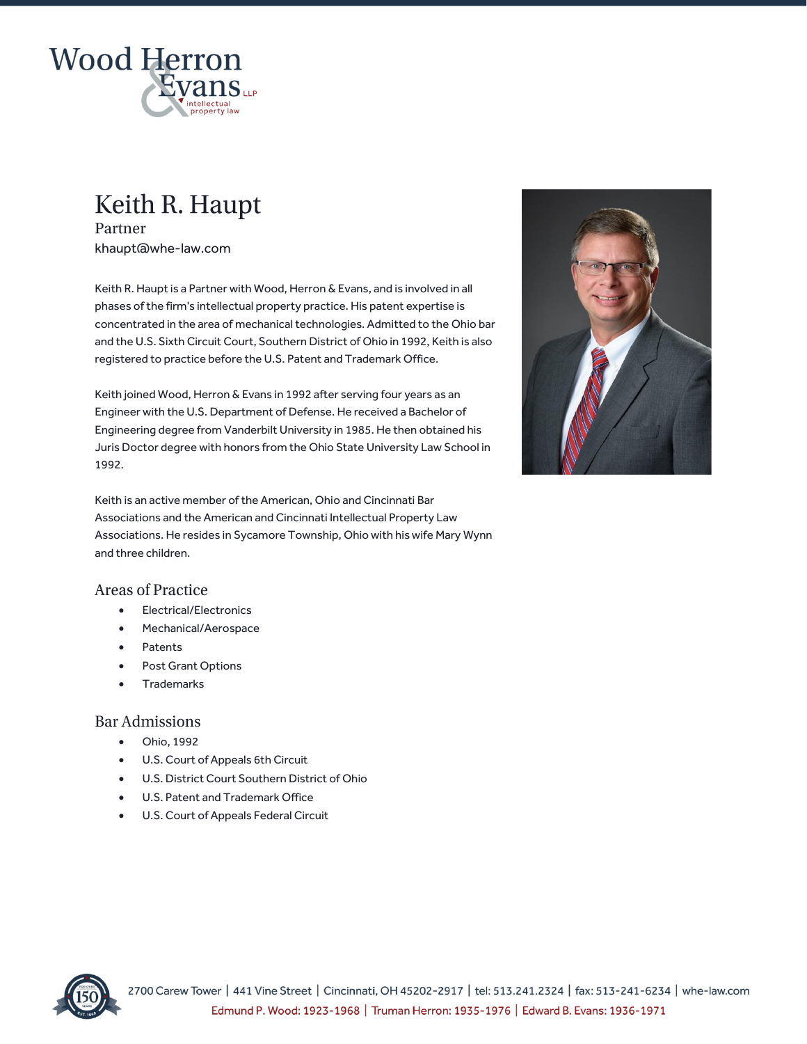# Keith R. Haupt

Partner

khaupt@whe-law.com

Keith R. Haupt is a Partner with Wood, Herron & Evans, and is involved in all phases of the firm's intellectual property practice. His patent expertise is concentrated in the area of mechanical technologies. Admitted to the Ohio bar and the U.S. Sixth Circuit Court, Southern District of Ohio in 1992, Keith is also registered to practice before the U.S. Patent and Trademark Office.

Keith joined Wood, Herron & Evans in 1992 after serving four years as an Engineer with the U.S. Department of Defense. He received a Bachelor of Engineering degree from Vanderbilt University in 1985. He then obtained his Juris Doctor degree with honors from the Ohio State University Law School in 1992.

Keith is an active member of the American, Ohio and Cincinnati Bar Associations and the American and Cincinnati Intellectual Property Law Associations. He resides in Sycamore Township, Ohio with his wife Mary Wynn and three children.

## Areas of Practice

- Electrical/Electronics
- Mechanical/Aerospace
- Patents
- Post Grant Options
- Trademarks

## Bar Admissions

- Ohio, 1992
- U.S. Court of Appeals 6th Circuit
- U.S. District Court Southern District of Ohio
- U.S. Patent and Trademark Office
- U.S. Court of Appeals Federal Circuit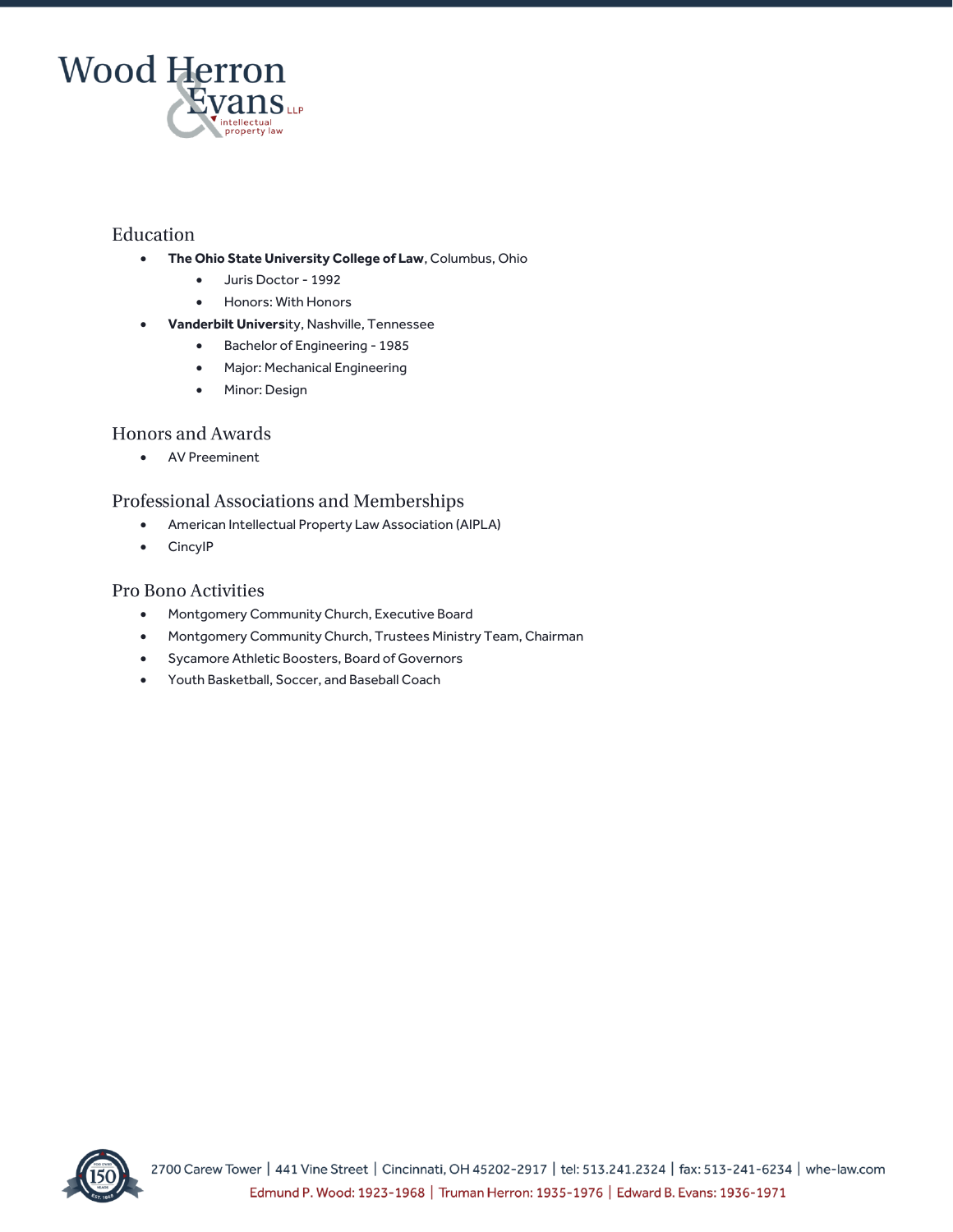## Education

- **The Ohio State University College of Law**, Columbus, Ohio
    - Juris Doctor - 1992
    - Honors: With Honors
- **Vanderbilt University**, Nashville, Tennessee
    - Bachelor of Engineering - 1985
    - Major: Mechanical Engineering
    - Minor: Design

## Honors and Awards

- AV Preeminent

## Professional Associations and Memberships

- American Intellectual Property Law Association (AIPLA)
- CincyIP

## Pro Bono Activities

- Montgomery Community Church, Executive Board
- Montgomery Community Church, Trustees Ministry Team, Chairman
- Sycamore Athletic Boosters, Board of Governors
- Youth Basketball, Soccer, and Baseball Coach